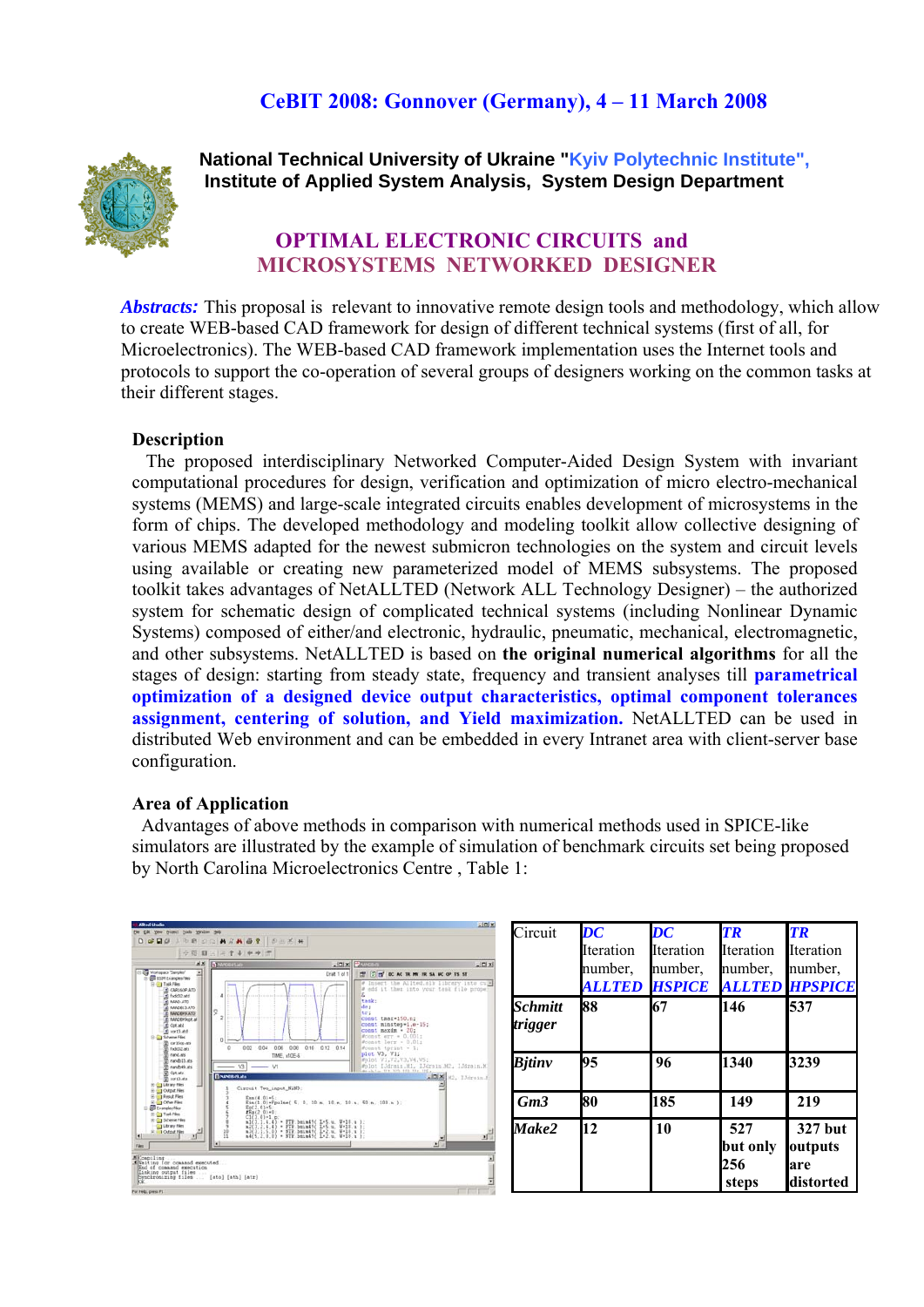# CeBIT 2008: Gonnover (Germany), 4 – 11 March 2008

**National Technical University of Ukraine "Kyiv Polytechnic Institute", Institute of Applied System Analysis, System Design Department**

## OPTIMAL ELECTRONIC CIRCUITS and MICROSYSTEMS NETWORKED DESIGNER

***Abstracts:*** This proposal is relevant to innovative remote design tools and methodology, which allow to create WEB-based CAD framework for design of different technical systems (first of all, for Microelectronics). The WEB-based CAD framework implementation uses the Internet tools and protocols to support the co-operation of several groups of designers working on the common tasks at their different stages.

### Description

The proposed interdisciplinary Networked Computer-Aided Design System with invariant computational procedures for design, verification and optimization of micro electro-mechanical systems (MEMS) and large-scale integrated circuits enables development of microsystems in the form of chips. The developed methodology and modeling toolkit allow collective designing of various MEMS adapted for the newest submicron technologies on the system and circuit levels using available or creating new parameterized model of MEMS subsystems. The proposed toolkit takes advantages of NetALLTED (Network ALL Technology Designer) – the authorized system for schematic design of complicated technical systems (including Nonlinear Dynamic Systems) composed of either/and electronic, hydraulic, pneumatic, mechanical, electromagnetic, and other subsystems. NetALLTED is based on **the original numerical algorithms** for all the stages of design: starting from steady state, frequency and transient analyses till **parametrical optimization of a designed device output characteristics, optimal component tolerances assignment, centering of solution, and Yield maximization.** NetALLTED can be used in distributed Web environment and can be embedded in every Intranet area with client-server base configuration.

### Area of Application

Advantages of above methods in comparison with numerical methods used in SPICE-like simulators are illustrated by the example of simulation of benchmark circuits set being proposed by North Carolina Microelectronics Centre , Table 1:

| Circuit | ***DC*** Iteration number, ***ALLTED*** | ***DC*** Iteration number, ***HSPICE*** | ***TR*** Iteration number, ***ALLTED*** | ***TR*** Iteration number, ***HPSPICE*** |
|---|---|---|---|---|
| ***Schmitt trigger*** | **88** | **67** | **146** | **537** |
| ***Bjtinv*** | **95** | **96** | **1340** | **3239** |
| ***Gm3*** | **80** | **185** | **149** | **219** |
| ***Make2*** | **12** | **10** | **527 but only 256 steps** | **327 but outputs are distorted** |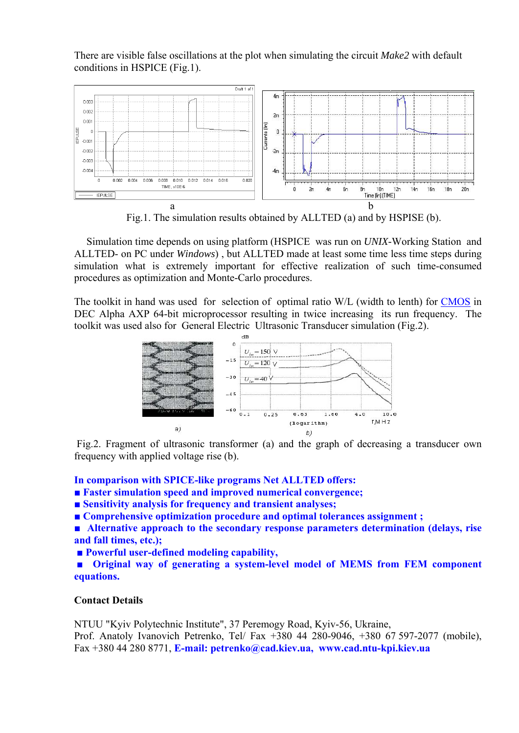There are visible false oscillations at the plot when simulating the circuit *Make2* with default conditions in HSPICE (Fig.1).

Draft 1 of 1
0.003
0.002
0.001
0
-0.001
-0.002
-0.003
-0.004
IEPULSE
0 0.002 0.004 0.006 0.008 0.010 0.012 0.014 0.016 0.020
TIME, x1.0E-6
IEPULSE

4m
2m
0
-2m
-4m
Currents (lin)
0 2n 4n 6n 8n 10n 12n 14n 16n 18n 20n
Time (lin) (TIME)

a b

Fig.1. The simulation results obtained by ALLTED (a) and by HSPISE (b).

Simulation time depends on using platform (HSPICE was run on *UNIX*-Working Station and ALLTED- on PC under *Windows*) , but ALLTED made at least some time less time steps during simulation what is extremely important for effective realization of such time-consumed procedures as optimization and Monte-Carlo procedures.

The toolkit in hand was used for selection of optimal ratio W/L (width to lenth) for CMOS in DEC Alpha AXP 64-bit microprocessor resulting in twice increasing its run frequency. The toolkit was used also for General Electric Ultrasonic Transducer simulation (Fig.2).

dB
0
-15
-30
-45
-60
$U_{in} = 150$ V
$U_{in} = 120$ V
$U_{in} = 40$ V
0.1 0.25 0.63 1.60 4.0 10.0
(logarithm)
f,MHz

a) b)

Fig.2. Fragment of ultrasonic transformer (a) and the graph of decreasing a transducer own frequency with applied voltage rise (b).

**In comparison with SPICE-like programs Net ALLTED offers:**

- **Faster simulation speed and improved numerical convergence;**
- **Sensitivity analysis for frequency and transient analyses;**
- **Comprehensive optimization procedure and optimal tolerances assignment ;**
- **Alternative approach to the secondary response parameters determination (delays, rise and fall times, etc.);**
- **Powerful user-defined modeling capability,**
- **Original way of generating a system-level model of MEMS from FEM component equations.**

**Contact Details**

NTUU "Kyiv Polytechnic Institute", 37 Peremogy Road, Kyiv-56, Ukraine,
Prof. Anatoly Ivanovich Petrenko, Tel/ Fax +380 44 280-9046, +380 67 597-2077 (mobile), Fax +380 44 280 8771, **E-mail: petrenko@cad.kiev.ua, www.cad.ntu-kpi.kiev.ua**